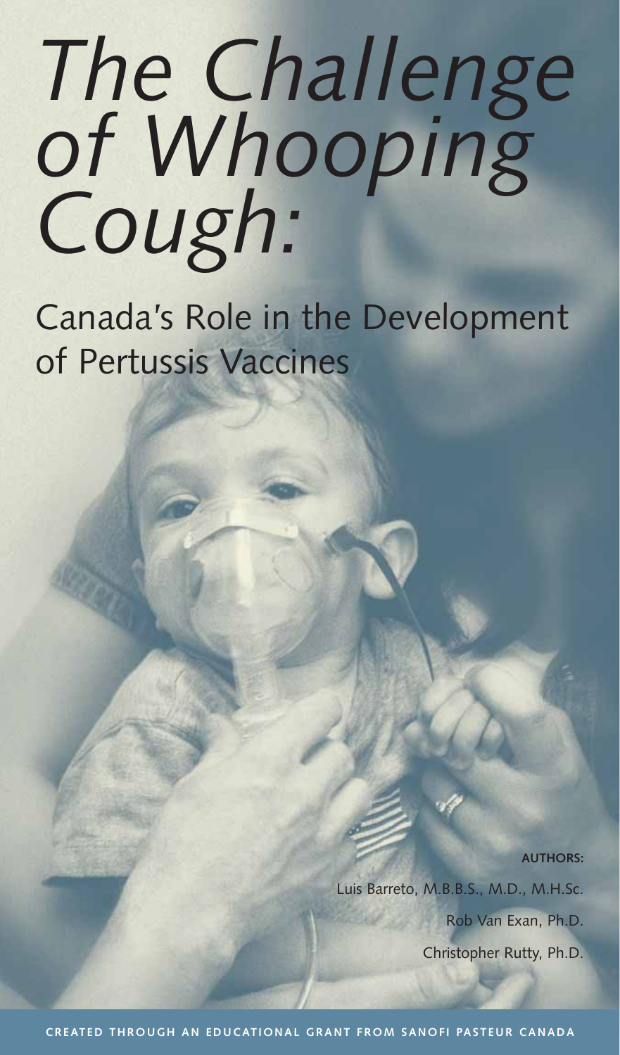# *The Challenge of Whooping Cough:*

## Canada's Role in the Development of Pertussis Vaccines

**AUTHORS:**

Luis Barreto, M.B.B.S., M.D., M.H.Sc.

Rob Van Exan, Ph.D.

Christopher Rutty, Ph.D.

**CREATED THROUGH AN EDUCATIONAL GRANT FROM SANOFI PASTEUR CANADA**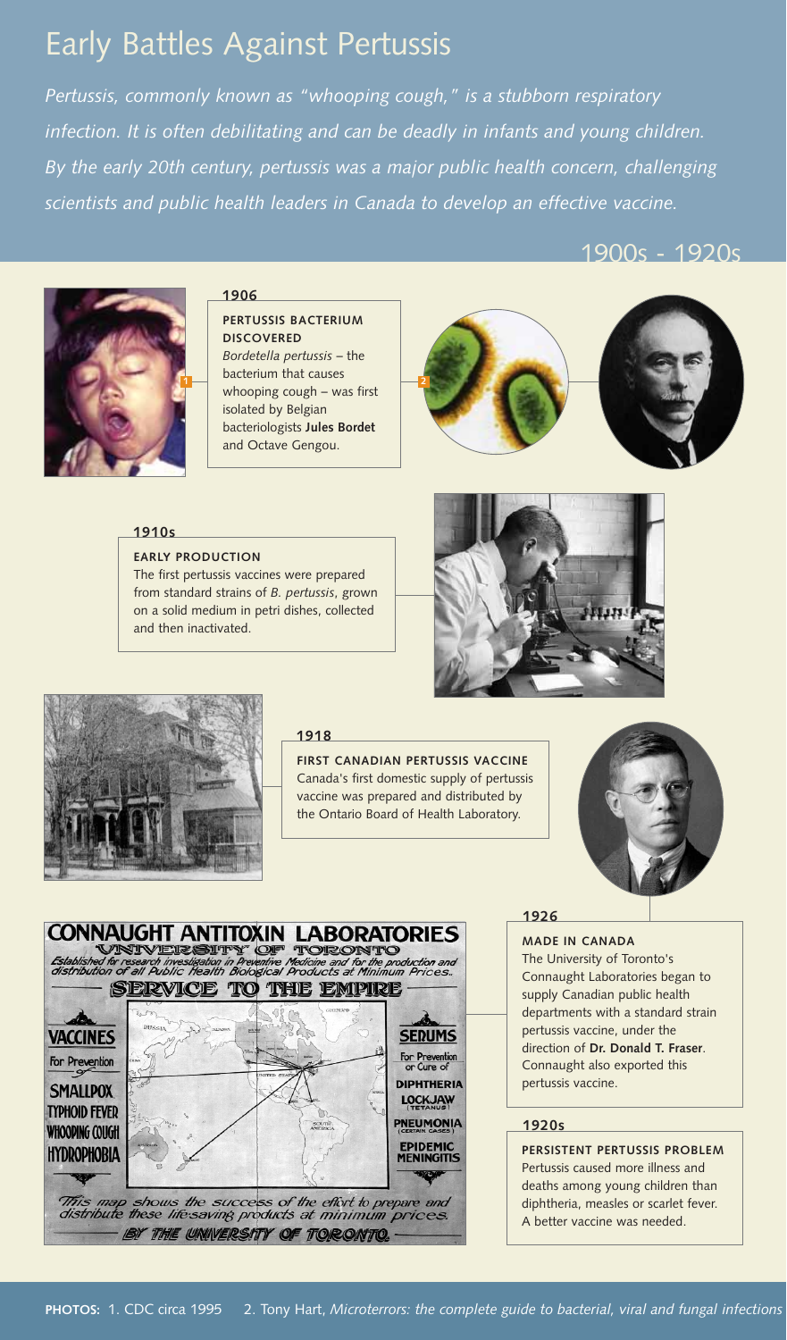# Early Battles Against Pertussis

*Pertussis, commonly known as "whooping cough," is a stubborn respiratory infection. It is often debilitating and can be deadly in infants and young children. By the early 20th century, pertussis was a major public health concern, challenging scientists and public health leaders in Canada to develop an effective vaccine.*

## 1900s - 1920s

### 1906

**PERTUSSIS BACTERIUM DISCOVERED**

*Bordetella pertussis* – the bacterium that causes whooping cough – was first isolated by Belgian bacteriologists **Jules Bordet** and Octave Gengou.

### 1910s

**EARLY PRODUCTION**

The first pertussis vaccines were prepared from standard strains of *B. pertussis*, grown on a solid medium in petri dishes, collected and then inactivated.

### 1918

**FIRST CANADIAN PERTUSSIS VACCINE**

Canada's first domestic supply of pertussis vaccine was prepared and distributed by the Ontario Board of Health Laboratory.

### 1926

**MADE IN CANADA**

The University of Toronto's Connaught Laboratories began to supply Canadian public health departments with a standard strain pertussis vaccine, under the direction of **Dr. Donald T. Fraser**. Connaught also exported this pertussis vaccine.

### 1920s

**PERSISTENT PERTUSSIS PROBLEM**

Pertussis caused more illness and deaths among young children than diphtheria, measles or scarlet fever. A better vaccine was needed.

**CONNAUGHT ANTITOXIN LABORATORIES**
UNIVERSITY OF TORONTO
Established for research investigation in Preventive Medicine and for the production and distribution of all Public Health Biological Products at Minimum Prices.
SERVICE TO THE EMPIRE

VACCINES For Prevention of SMALLPOX, TYPHOID FEVER, WHOOPING COUGH, HYDROPHOBIA

SERUMS For Prevention or Cure of DIPHTHERIA, LOCKJAW (TETANUS), PNEUMONIA (CERTAIN CASES), EPIDEMIC MENINGITIS

This map shows the success of the effort to prepare and distribute these lifesaving products at minimum prices.
BY THE UNIVERSITY OF TORONTO.

**PHOTOS:** 1. CDC circa 1995 2. Tony Hart, *Microterrors: the complete guide to bacterial, viral and fungal infections*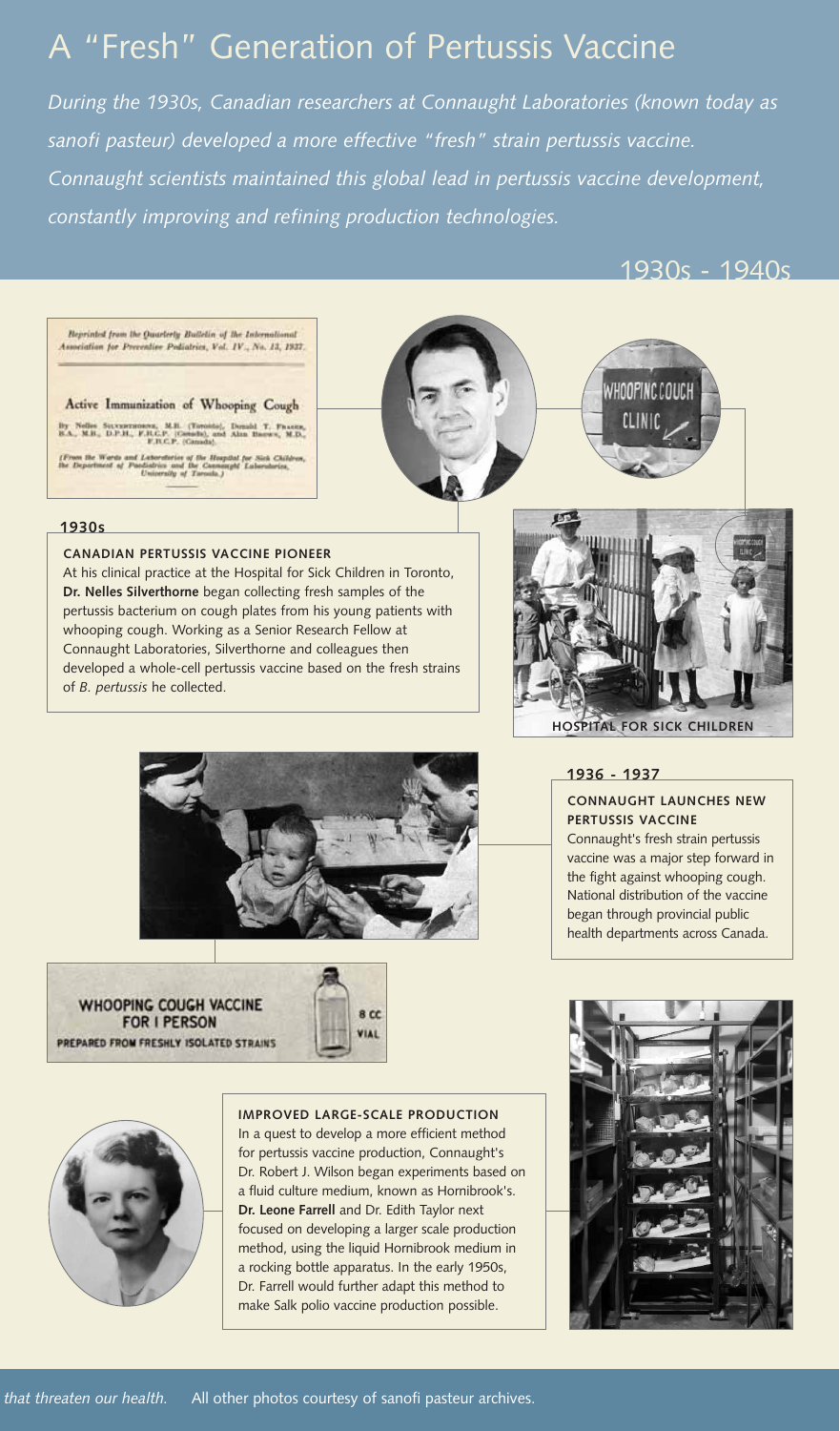# A "Fresh" Generation of Pertussis Vaccine

*During the 1930s, Canadian researchers at Connaught Laboratories (known today as sanofi pasteur) developed a more effective "fresh" strain pertussis vaccine. Connaught scientists maintained this global lead in pertussis vaccine development, constantly improving and refining production technologies.*

## 1930s - 1940s

*Reprinted from the Quarterly Bulletin of the International Association for Preventive Pediatrics, Vol. IV., No. 13, 1937.*

Active Immunization of Whooping Cough

By Nelles Silverthorne, M.B. (Toronto), Donald T. Fraser, B.A., M.B., D.P.H., F.R.C.P. (Canada), and Alan Brown, M.D., F.R.C.P. (Canada).

(From the Wards and Laboratories of the Hospital for Sick Children, the Department of Paediatrics and the Connaught Laboratories, University of Toronto.)

WHOOPING COUGH CLINIC

### 1930s

**CANADIAN PERTUSSIS VACCINE PIONEER**

At his clinical practice at the Hospital for Sick Children in Toronto, **Dr. Nelles Silverthorne** began collecting fresh samples of the pertussis bacterium on cough plates from his young patients with whooping cough. Working as a Senior Research Fellow at Connaught Laboratories, Silverthorne and colleagues then developed a whole-cell pertussis vaccine based on the fresh strains of *B. pertussis* he collected.

HOSPITAL FOR SICK CHILDREN

### 1936 - 1937

**CONNAUGHT LAUNCHES NEW PERTUSSIS VACCINE**

Connaught's fresh strain pertussis vaccine was a major step forward in the fight against whooping cough. National distribution of the vaccine began through provincial public health departments across Canada.

WHOOPING COUGH VACCINE FOR I PERSON
PREPARED FROM FRESHLY ISOLATED STRAINS
8 CC VIAL

**IMPROVED LARGE-SCALE PRODUCTION**

In a quest to develop a more efficient method for pertussis vaccine production, Connaught's Dr. Robert J. Wilson began experiments based on a fluid culture medium, known as Hornibrook's. **Dr. Leone Farrell** and Dr. Edith Taylor next focused on developing a larger scale production method, using the liquid Hornibrook medium in a rocking bottle apparatus. In the early 1950s, Dr. Farrell would further adapt this method to make Salk polio vaccine production possible.

*that threaten our health.* All other photos courtesy of sanofi pasteur archives.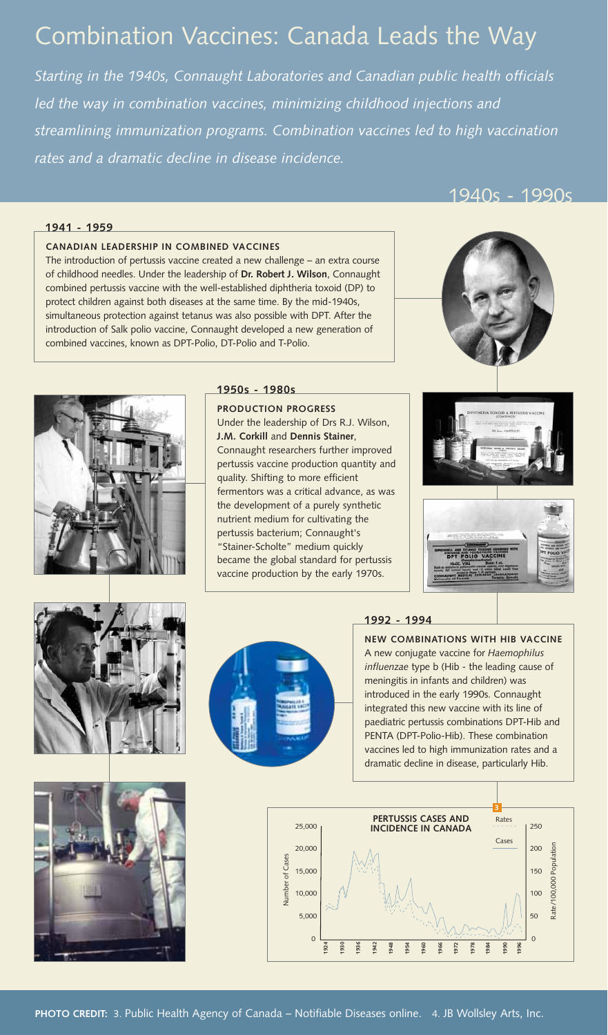# Combination Vaccines: Canada Leads the Way

*Starting in the 1940s, Connaught Laboratories and Canadian public health officials led the way in combination vaccines, minimizing childhood injections and streamlining immunization programs. Combination vaccines led to high vaccination rates and a dramatic decline in disease incidence.*

## 1940s - 1990s

### 1941 - 1959

**CANADIAN LEADERSHIP IN COMBINED VACCINES**

The introduction of pertussis vaccine created a new challenge – an extra course of childhood needles. Under the leadership of **Dr. Robert J. Wilson**, Connaught combined pertussis vaccine with the well-established diphtheria toxoid (DP) to protect children against both diseases at the same time. By the mid-1940s, simultaneous protection against tetanus was also possible with DPT. After the introduction of Salk polio vaccine, Connaught developed a new generation of combined vaccines, known as DPT-Polio, DT-Polio and T-Polio.

### 1950s - 1980s

**PRODUCTION PROGRESS**

Under the leadership of Drs R.J. Wilson, **J.M. Corkill** and **Dennis Stainer**, Connaught researchers further improved pertussis vaccine production quantity and quality. Shifting to more efficient fermentors was a critical advance, as was the development of a purely synthetic nutrient medium for cultivating the pertussis bacterium; Connaught's "Stainer-Scholte" medium quickly became the global standard for pertussis vaccine production by the early 1970s.

### 1992 - 1994

**NEW COMBINATIONS WITH HIB VACCINE**

A new conjugate vaccine for *Haemophilus influenzae* type b (Hib - the leading cause of meningitis in infants and children) was introduced in the early 1990s. Connaught integrated this new vaccine with its line of paediatric pertussis combinations DPT-Hib and PENTA (DPT-Polio-Hib). These combination vaccines led to high immunization rates and a dramatic decline in disease, particularly Hib.

**PERTUSSIS CASES AND INCIDENCE IN CANADA** [3]

**PHOTO CREDIT:** 3. Public Health Agency of Canada – Notifiable Diseases online. 4. JB Wollsley Arts, Inc.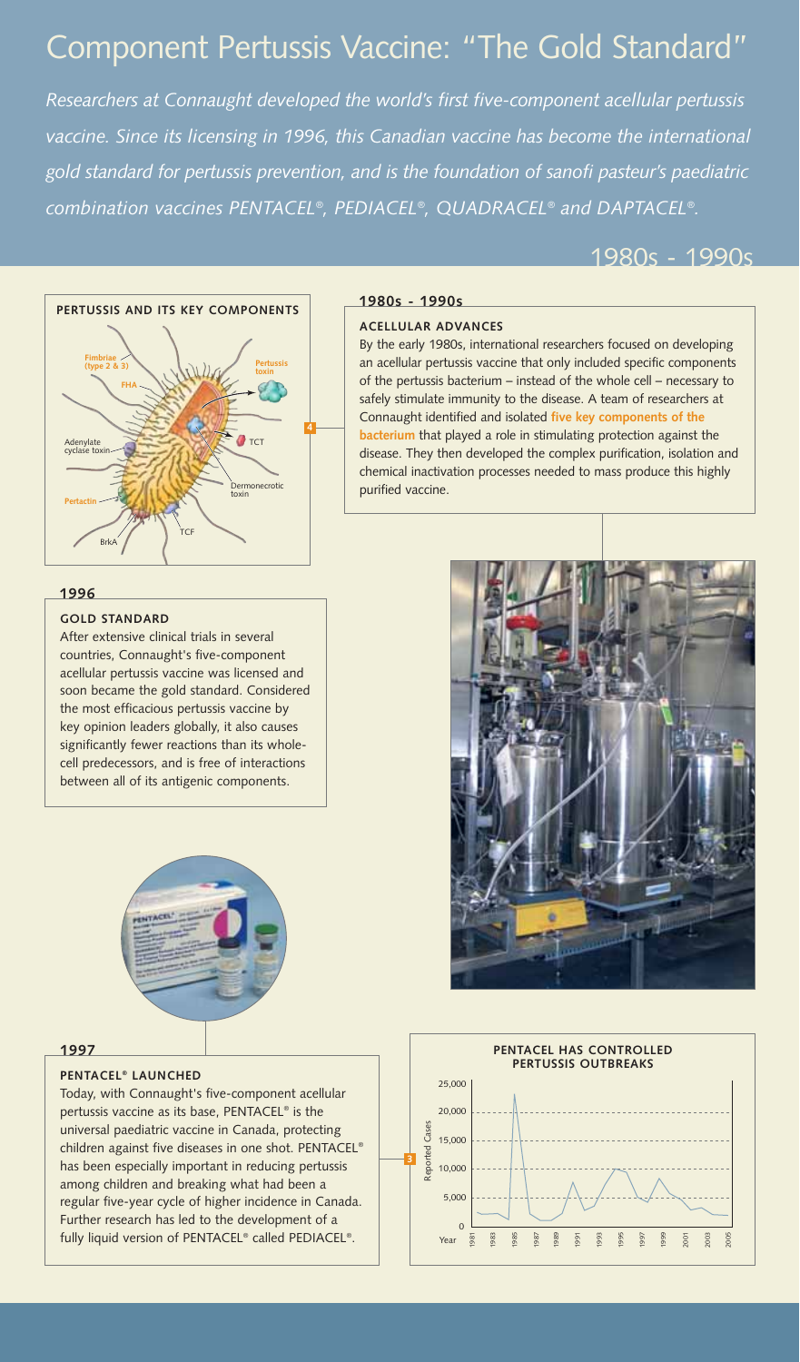# Component Pertussis Vaccine: "The Gold Standard"

*Researchers at Connaught developed the world's first five-component acellular pertussis vaccine. Since its licensing in 1996, this Canadian vaccine has become the international gold standard for pertussis prevention, and is the foundation of sanofi pasteur's paediatric combination vaccines PENTACEL®, PEDIACEL®, QUADRACEL® and DAPTACEL®.*

## 1980s - 1990s

**PERTUSSIS AND ITS KEY COMPONENTS**

Fimbriae (type 2 & 3), FHA, Adenylate cyclase toxin, Pertactin, BrkA, TCF, Dermonecrotic toxin, TCT, Pertussis toxin

### 1980s - 1990s

**ACELLULAR ADVANCES**

By the early 1980s, international researchers focused on developing an acellular pertussis vaccine that only included specific components of the pertussis bacterium – instead of the whole cell – necessary to safely stimulate immunity to the disease. A team of researchers at Connaught identified and isolated **five key components of the bacterium** that played a role in stimulating protection against the disease. They then developed the complex purification, isolation and chemical inactivation processes needed to mass produce this highly purified vaccine.

### 1996

**GOLD STANDARD**

After extensive clinical trials in several countries, Connaught's five-component acellular pertussis vaccine was licensed and soon became the gold standard. Considered the most efficacious pertussis vaccine by key opinion leaders globally, it also causes significantly fewer reactions than its whole-cell predecessors, and is free of interactions between all of its antigenic components.

### 1997

**PENTACEL® LAUNCHED**

Today, with Connaught's five-component acellular pertussis vaccine as its base, PENTACEL® is the universal paediatric vaccine in Canada, protecting children against five diseases in one shot. PENTACEL® has been especially important in reducing pertussis among children and breaking what had been a regular five-year cycle of higher incidence in Canada. Further research has led to the development of a fully liquid version of PENTACEL® called PEDIACEL®.

**PENTACEL HAS CONTROLLED PERTUSSIS OUTBREAKS**

Reported Cases (0 – 25,000) by Year (1981 – 2005)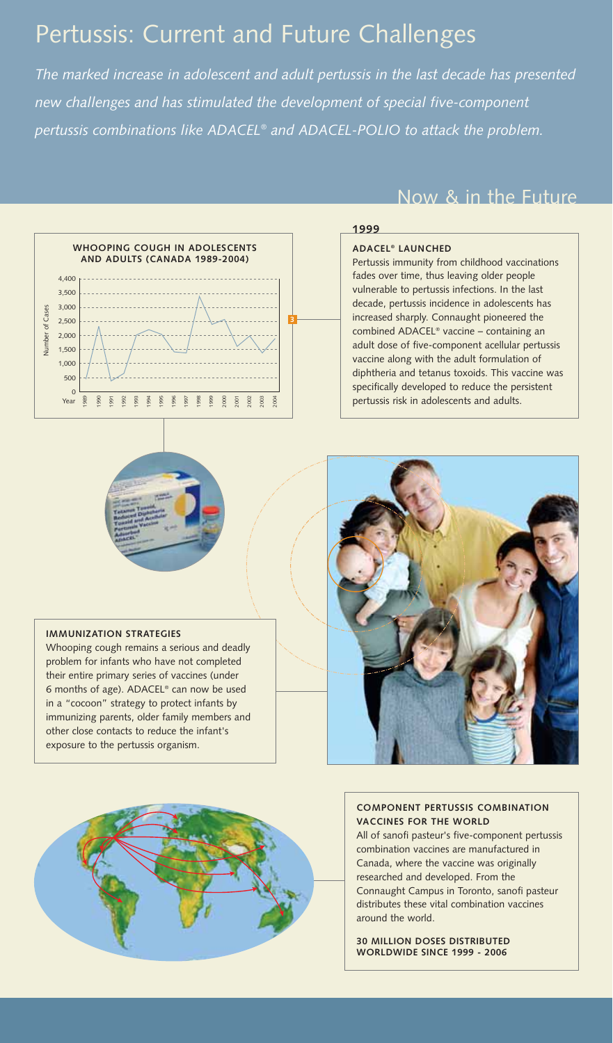# Pertussis: Current and Future Challenges

*The marked increase in adolescent and adult pertussis in the last decade has presented new challenges and has stimulated the development of special five-component pertussis combinations like ADACEL® and ADACEL-POLIO to attack the problem.*

## Now & in the Future

**WHOOPING COUGH IN ADOLESCENTS AND ADULTS (CANADA 1989-2004)**

Number of Cases

4,400
3,500
3,000
2,500
2,000
1,500
1,000
500
0

Year

1989 1990 1991 1992 1993 1994 1995 1996 1997 1998 1999 2000 2001 2002 2003 2004

3

### 1999

**ADACEL® LAUNCHED**

Pertussis immunity from childhood vaccinations fades over time, thus leaving older people vulnerable to pertussis infections. In the last decade, pertussis incidence in adolescents has increased sharply. Connaught pioneered the combined ADACEL® vaccine – containing an adult dose of five-component acellular pertussis vaccine along with the adult formulation of diphtheria and tetanus toxoids. This vaccine was specifically developed to reduce the persistent pertussis risk in adolescents and adults.

**IMMUNIZATION STRATEGIES**

Whooping cough remains a serious and deadly problem for infants who have not completed their entire primary series of vaccines (under 6 months of age). ADACEL® can now be used in a "cocoon" strategy to protect infants by immunizing parents, older family members and other close contacts to reduce the infant's exposure to the pertussis organism.

**COMPONENT PERTUSSIS COMBINATION VACCINES FOR THE WORLD**

All of sanofi pasteur's five-component pertussis combination vaccines are manufactured in Canada, where the vaccine was originally researched and developed. From the Connaught Campus in Toronto, sanofi pasteur distributes these vital combination vaccines around the world.

**30 MILLION DOSES DISTRIBUTED WORLDWIDE SINCE 1999 - 2006**